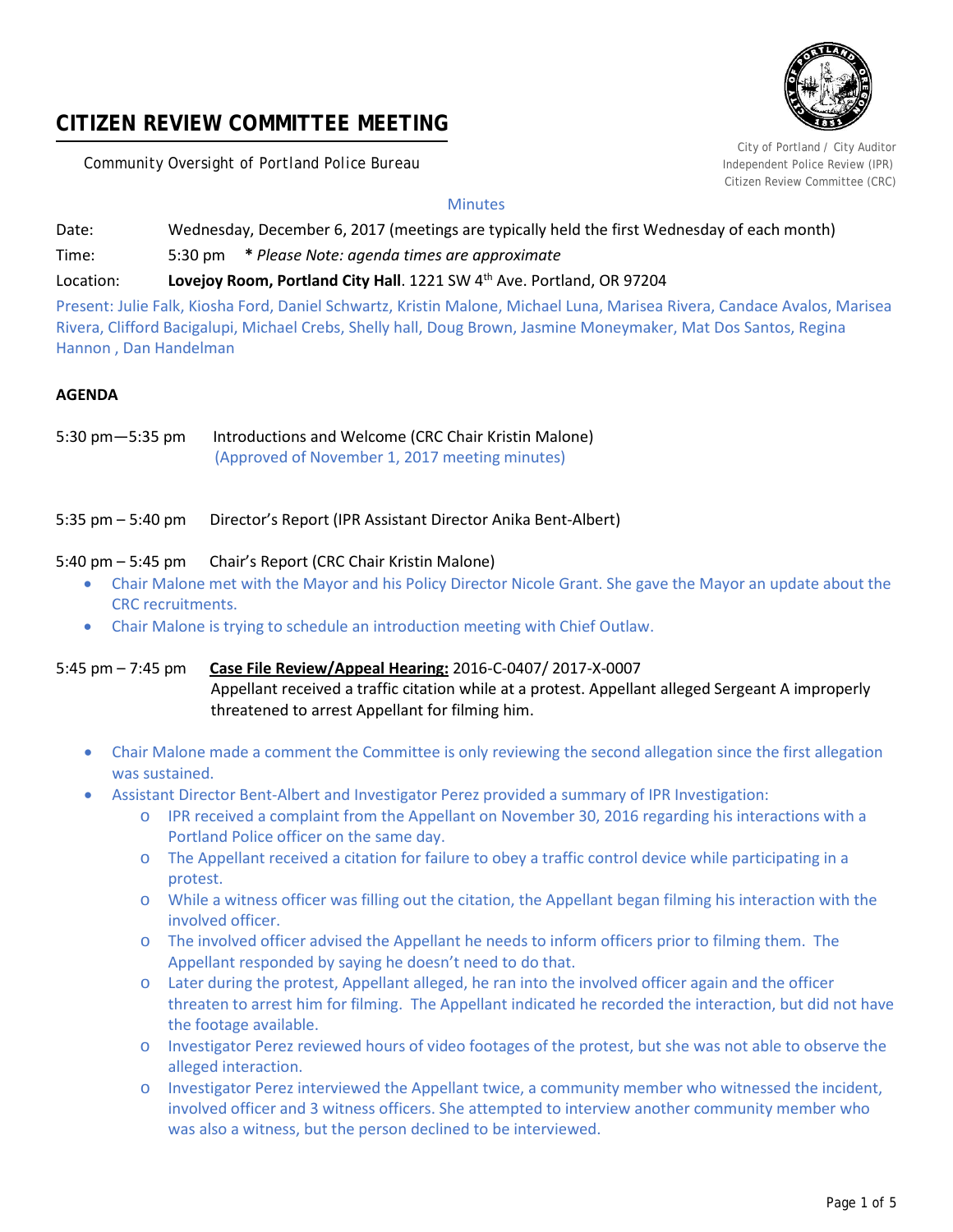# CITIZEN REVIEW COMMITTEE MEETING

Community Oversight of Portland Police Bureau

City of Portland / City Auditor
Independent Police Review (IPR)
Citizen Review Committee (CRC)

Minutes

Date: Wednesday, December 6, 2017 (meetings are typically held the first Wednesday of each month)

Time: 5:30 pm ***** *Please Note: agenda times are approximate*

Location: **Lovejoy Room, Portland City Hall**. 1221 SW 4th Ave. Portland, OR 97204

Present: Julie Falk, Kiosha Ford, Daniel Schwartz, Kristin Malone, Michael Luna, Marisea Rivera, Candace Avalos, Marisea Rivera, Clifford Bacigalupi, Michael Crebs, Shelly hall, Doug Brown, Jasmine Moneymaker, Mat Dos Santos, Regina Hannon , Dan Handelman

**AGENDA**

5:30 pm—5:35 pm Introductions and Welcome (CRC Chair Kristin Malone)
(Approved of November 1, 2017 meeting minutes)

5:35 pm – 5:40 pm Director's Report (IPR Assistant Director Anika Bent-Albert)

5:40 pm – 5:45 pm Chair's Report (CRC Chair Kristin Malone)

- Chair Malone met with the Mayor and his Policy Director Nicole Grant. She gave the Mayor an update about the CRC recruitments.
- Chair Malone is trying to schedule an introduction meeting with Chief Outlaw.

5:45 pm – 7:45 pm **Case File Review/Appeal Hearing:** 2016-C-0407/ 2017-X-0007
Appellant received a traffic citation while at a protest. Appellant alleged Sergeant A improperly threatened to arrest Appellant for filming him.

- Chair Malone made a comment the Committee is only reviewing the second allegation since the first allegation was sustained.
- Assistant Director Bent-Albert and Investigator Perez provided a summary of IPR Investigation:
  - IPR received a complaint from the Appellant on November 30, 2016 regarding his interactions with a Portland Police officer on the same day.
  - The Appellant received a citation for failure to obey a traffic control device while participating in a protest.
  - While a witness officer was filling out the citation, the Appellant began filming his interaction with the involved officer.
  - The involved officer advised the Appellant he needs to inform officers prior to filming them. The Appellant responded by saying he doesn't need to do that.
  - Later during the protest, Appellant alleged, he ran into the involved officer again and the officer threaten to arrest him for filming. The Appellant indicated he recorded the interaction, but did not have the footage available.
  - Investigator Perez reviewed hours of video footages of the protest, but she was not able to observe the alleged interaction.
  - Investigator Perez interviewed the Appellant twice, a community member who witnessed the incident, involved officer and 3 witness officers. She attempted to interview another community member who was also a witness, but the person declined to be interviewed.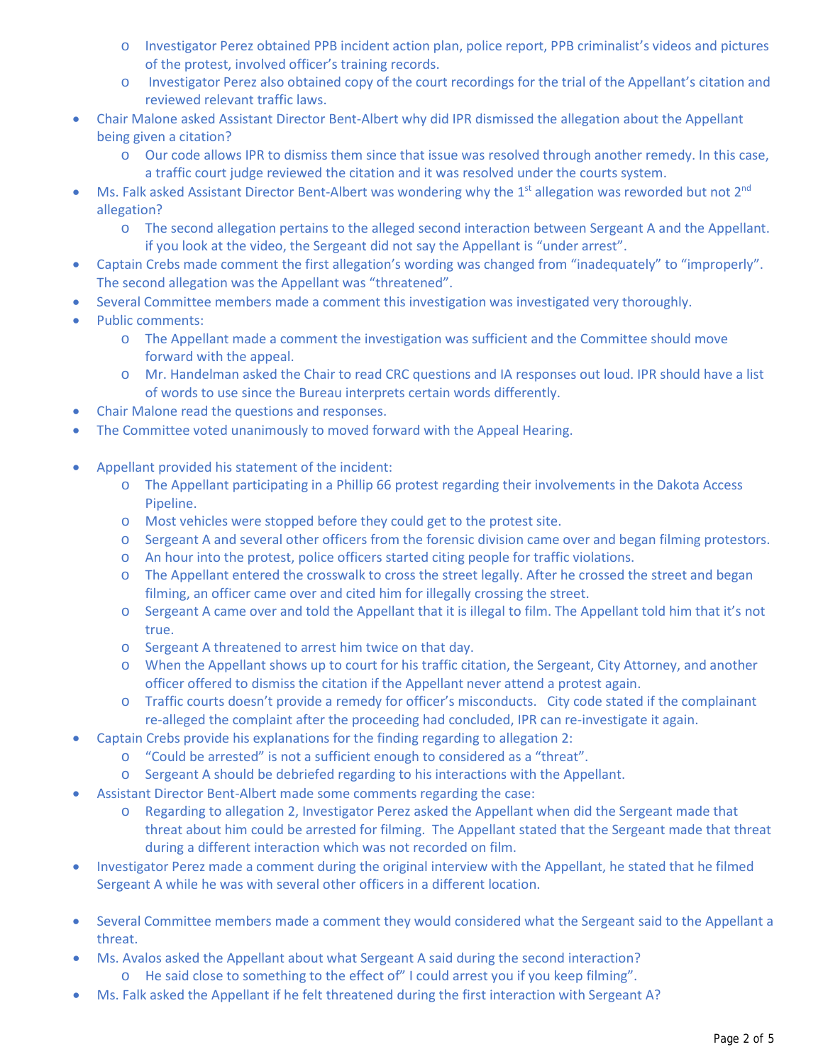- Investigator Perez obtained PPB incident action plan, police report, PPB criminalist's videos and pictures of the protest, involved officer's training records.
  - Investigator Perez also obtained copy of the court recordings for the trial of the Appellant's citation and reviewed relevant traffic laws.
- Chair Malone asked Assistant Director Bent-Albert why did IPR dismissed the allegation about the Appellant being given a citation?
  - Our code allows IPR to dismiss them since that issue was resolved through another remedy. In this case, a traffic court judge reviewed the citation and it was resolved under the courts system.
- Ms. Falk asked Assistant Director Bent-Albert was wondering why the 1st allegation was reworded but not 2nd allegation?
  - The second allegation pertains to the alleged second interaction between Sergeant A and the Appellant. if you look at the video, the Sergeant did not say the Appellant is "under arrest".
- Captain Crebs made comment the first allegation's wording was changed from "inadequately" to "improperly". The second allegation was the Appellant was "threatened".
- Several Committee members made a comment this investigation was investigated very thoroughly.
- Public comments:
  - The Appellant made a comment the investigation was sufficient and the Committee should move forward with the appeal.
  - Mr. Handelman asked the Chair to read CRC questions and IA responses out loud. IPR should have a list of words to use since the Bureau interprets certain words differently.
- Chair Malone read the questions and responses.
- The Committee voted unanimously to moved forward with the Appeal Hearing.

- Appellant provided his statement of the incident:
  - The Appellant participating in a Phillip 66 protest regarding their involvements in the Dakota Access Pipeline.
  - Most vehicles were stopped before they could get to the protest site.
  - Sergeant A and several other officers from the forensic division came over and began filming protestors.
  - An hour into the protest, police officers started citing people for traffic violations.
  - The Appellant entered the crosswalk to cross the street legally. After he crossed the street and began filming, an officer came over and cited him for illegally crossing the street.
  - Sergeant A came over and told the Appellant that it is illegal to film. The Appellant told him that it's not true.
  - Sergeant A threatened to arrest him twice on that day.
  - When the Appellant shows up to court for his traffic citation, the Sergeant, City Attorney, and another officer offered to dismiss the citation if the Appellant never attend a protest again.
  - Traffic courts doesn't provide a remedy for officer's misconducts. City code stated if the complainant re-alleged the complaint after the proceeding had concluded, IPR can re-investigate it again.
- Captain Crebs provide his explanations for the finding regarding to allegation 2:
  - "Could be arrested" is not a sufficient enough to considered as a "threat".
  - Sergeant A should be debriefed regarding to his interactions with the Appellant.
- Assistant Director Bent-Albert made some comments regarding the case:
  - Regarding to allegation 2, Investigator Perez asked the Appellant when did the Sergeant made that threat about him could be arrested for filming. The Appellant stated that the Sergeant made that threat during a different interaction which was not recorded on film.
- Investigator Perez made a comment during the original interview with the Appellant, he stated that he filmed Sergeant A while he was with several other officers in a different location.

- Several Committee members made a comment they would considered what the Sergeant said to the Appellant a threat.
- Ms. Avalos asked the Appellant about what Sergeant A said during the second interaction?
  - He said close to something to the effect of" I could arrest you if you keep filming".
- Ms. Falk asked the Appellant if he felt threatened during the first interaction with Sergeant A?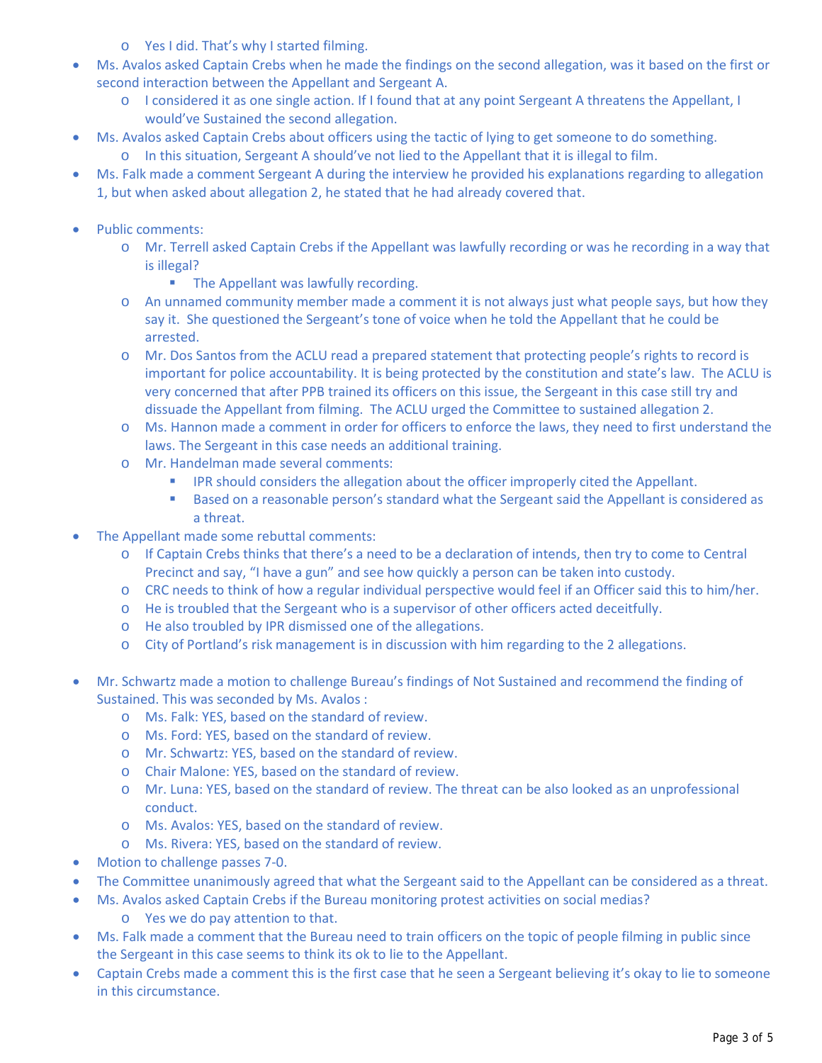- Yes I did. That's why I started filming.
- Ms. Avalos asked Captain Crebs when he made the findings on the second allegation, was it based on the first or second interaction between the Appellant and Sergeant A.
    - I considered it as one single action. If I found that at any point Sergeant A threatens the Appellant, I would've Sustained the second allegation.
- Ms. Avalos asked Captain Crebs about officers using the tactic of lying to get someone to do something.
    - In this situation, Sergeant A should've not lied to the Appellant that it is illegal to film.
- Ms. Falk made a comment Sergeant A during the interview he provided his explanations regarding to allegation 1, but when asked about allegation 2, he stated that he had already covered that.

- Public comments:
    - Mr. Terrell asked Captain Crebs if the Appellant was lawfully recording or was he recording in a way that is illegal?
        - The Appellant was lawfully recording.
    - An unnamed community member made a comment it is not always just what people says, but how they say it. She questioned the Sergeant's tone of voice when he told the Appellant that he could be arrested.
    - Mr. Dos Santos from the ACLU read a prepared statement that protecting people's rights to record is important for police accountability. It is being protected by the constitution and state's law. The ACLU is very concerned that after PPB trained its officers on this issue, the Sergeant in this case still try and dissuade the Appellant from filming. The ACLU urged the Committee to sustained allegation 2.
    - Ms. Hannon made a comment in order for officers to enforce the laws, they need to first understand the laws. The Sergeant in this case needs an additional training.
    - Mr. Handelman made several comments:
        - IPR should considers the allegation about the officer improperly cited the Appellant.
        - Based on a reasonable person's standard what the Sergeant said the Appellant is considered as a threat.
- The Appellant made some rebuttal comments:
    - If Captain Crebs thinks that there's a need to be a declaration of intends, then try to come to Central Precinct and say, "I have a gun" and see how quickly a person can be taken into custody.
    - CRC needs to think of how a regular individual perspective would feel if an Officer said this to him/her.
    - He is troubled that the Sergeant who is a supervisor of other officers acted deceitfully.
    - He also troubled by IPR dismissed one of the allegations.
    - City of Portland's risk management is in discussion with him regarding to the 2 allegations.

- Mr. Schwartz made a motion to challenge Bureau's findings of Not Sustained and recommend the finding of Sustained. This was seconded by Ms. Avalos :
    - Ms. Falk: YES, based on the standard of review.
    - Ms. Ford: YES, based on the standard of review.
    - Mr. Schwartz: YES, based on the standard of review.
    - Chair Malone: YES, based on the standard of review.
    - Mr. Luna: YES, based on the standard of review. The threat can be also looked as an unprofessional conduct.
    - Ms. Avalos: YES, based on the standard of review.
    - Ms. Rivera: YES, based on the standard of review.
- Motion to challenge passes 7-0.
- The Committee unanimously agreed that what the Sergeant said to the Appellant can be considered as a threat.
- Ms. Avalos asked Captain Crebs if the Bureau monitoring protest activities on social medias?
    - Yes we do pay attention to that.
- Ms. Falk made a comment that the Bureau need to train officers on the topic of people filming in public since the Sergeant in this case seems to think its ok to lie to the Appellant.
- Captain Crebs made a comment this is the first case that he seen a Sergeant believing it's okay to lie to someone in this circumstance.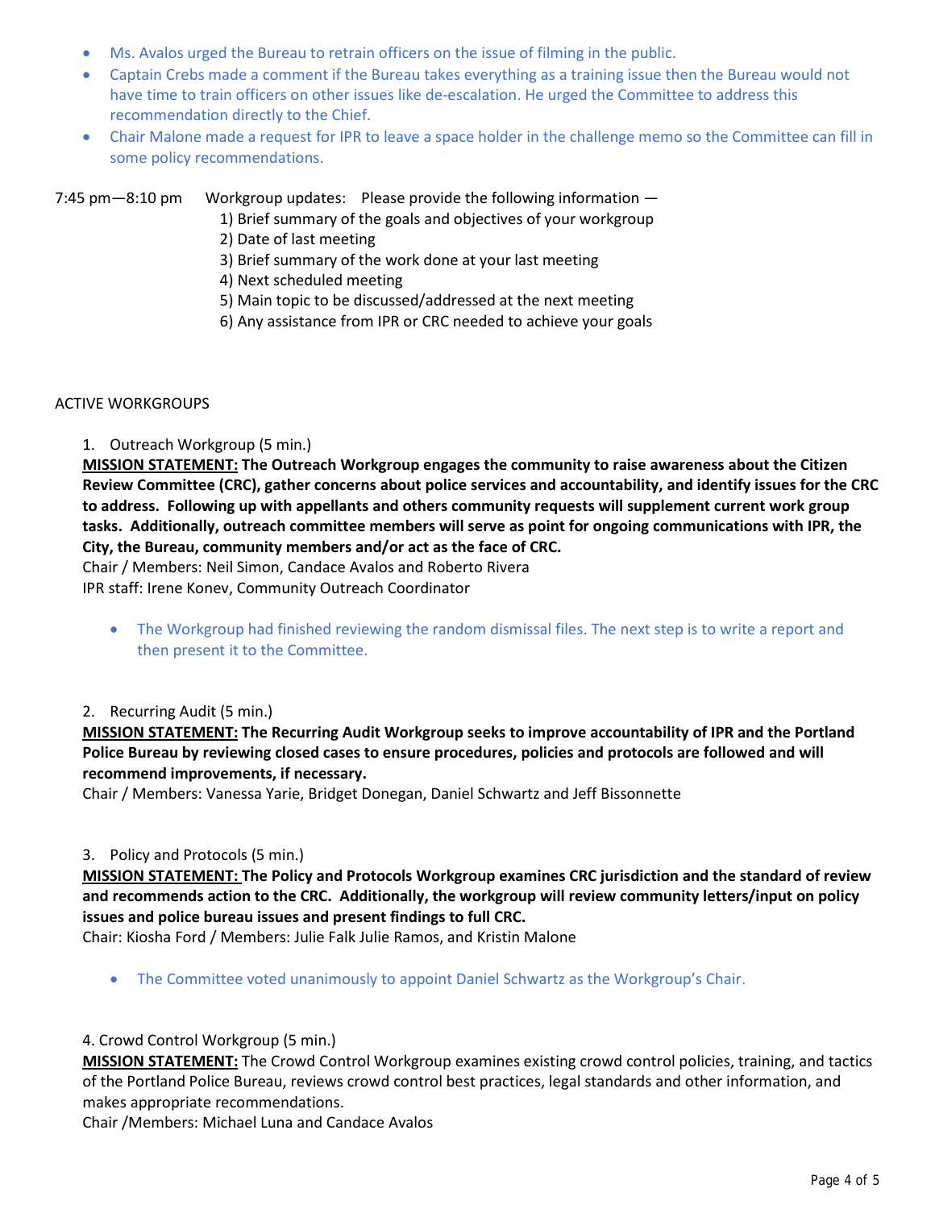- Ms. Avalos urged the Bureau to retrain officers on the issue of filming in the public.
- Captain Crebs made a comment if the Bureau takes everything as a training issue then the Bureau would not have time to train officers on other issues like de-escalation. He urged the Committee to address this recommendation directly to the Chief.
- Chair Malone made a request for IPR to leave a space holder in the challenge memo so the Committee can fill in some policy recommendations.

7:45 pm—8:10 pm Workgroup updates: Please provide the following information —

1) Brief summary of the goals and objectives of your workgroup
2) Date of last meeting
3) Brief summary of the work done at your last meeting
4) Next scheduled meeting
5) Main topic to be discussed/addressed at the next meeting
6) Any assistance from IPR or CRC needed to achieve your goals

ACTIVE WORKGROUPS

1. Outreach Workgroup (5 min.)

**MISSION STATEMENT: The Outreach Workgroup engages the community to raise awareness about the Citizen Review Committee (CRC), gather concerns about police services and accountability, and identify issues for the CRC to address. Following up with appellants and others community requests will supplement current work group tasks. Additionally, outreach committee members will serve as point for ongoing communications with IPR, the City, the Bureau, community members and/or act as the face of CRC.**

Chair / Members: Neil Simon, Candace Avalos and Roberto Rivera

IPR staff: Irene Konev, Community Outreach Coordinator

- The Workgroup had finished reviewing the random dismissal files. The next step is to write a report and then present it to the Committee.

2. Recurring Audit (5 min.)

**MISSION STATEMENT: The Recurring Audit Workgroup seeks to improve accountability of IPR and the Portland Police Bureau by reviewing closed cases to ensure procedures, policies and protocols are followed and will recommend improvements, if necessary.**

Chair / Members: Vanessa Yarie, Bridget Donegan, Daniel Schwartz and Jeff Bissonnette

3. Policy and Protocols (5 min.)

**MISSION STATEMENT: The Policy and Protocols Workgroup examines CRC jurisdiction and the standard of review and recommends action to the CRC. Additionally, the workgroup will review community letters/input on policy issues and police bureau issues and present findings to full CRC.**

Chair: Kiosha Ford / Members: Julie Falk Julie Ramos, and Kristin Malone

- The Committee voted unanimously to appoint Daniel Schwartz as the Workgroup's Chair.

4. Crowd Control Workgroup (5 min.)

**MISSION STATEMENT:** The Crowd Control Workgroup examines existing crowd control policies, training, and tactics of the Portland Police Bureau, reviews crowd control best practices, legal standards and other information, and makes appropriate recommendations.

Chair /Members: Michael Luna and Candace Avalos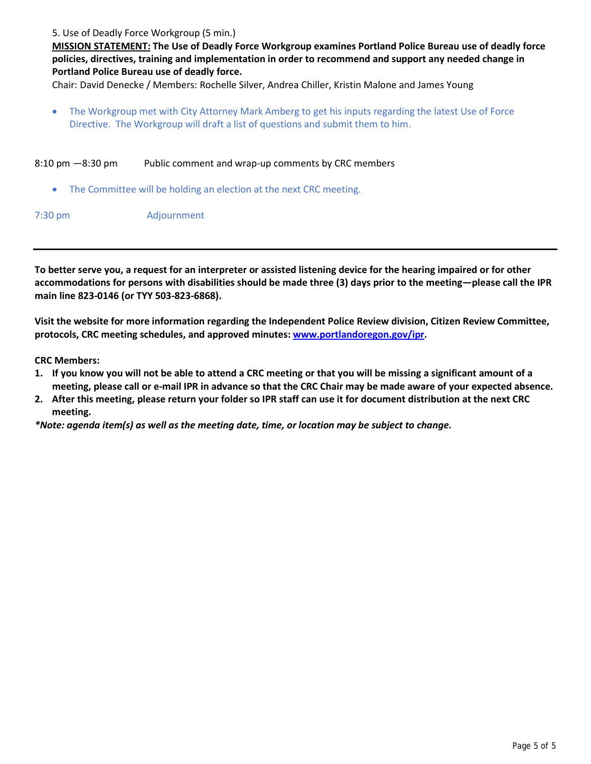5. Use of Deadly Force Workgroup (5 min.)

**MISSION STATEMENT: The Use of Deadly Force Workgroup examines Portland Police Bureau use of deadly force policies, directives, training and implementation in order to recommend and support any needed change in Portland Police Bureau use of deadly force.**

Chair: David Denecke / Members: Rochelle Silver, Andrea Chiller, Kristin Malone and James Young

- The Workgroup met with City Attorney Mark Amberg to get his inputs regarding the latest Use of Force Directive. The Workgroup will draft a list of questions and submit them to him.

8:10 pm —8:30 pm Public comment and wrap-up comments by CRC members

- The Committee will be holding an election at the next CRC meeting.

7:30 pm Adjournment

---

**To better serve you, a request for an interpreter or assisted listening device for the hearing impaired or for other accommodations for persons with disabilities should be made three (3) days prior to the meeting—please call the IPR main line 823-0146 (or TYY 503-823-6868).**

**Visit the website for more information regarding the Independent Police Review division, Citizen Review Committee, protocols, CRC meeting schedules, and approved minutes: [www.portlandoregon.gov/ipr](http://www.portlandoregon.gov/ipr).**

**CRC Members:**

1. **If you know you will not be able to attend a CRC meeting or that you will be missing a significant amount of a meeting, please call or e-mail IPR in advance so that the CRC Chair may be made aware of your expected absence.**
2. **After this meeting, please return your folder so IPR staff can use it for document distribution at the next CRC meeting.**

***Note: agenda item(s) as well as the meeting date, time, or location may be subject to change.***